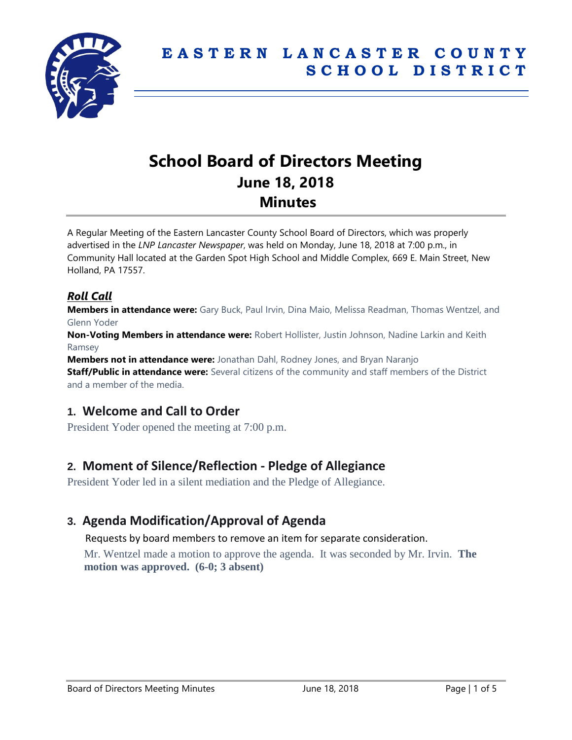# EASTERN LANCASTER COUNTY SCHOOL DISTRICT

# School Board of Directors Meeting
## June 18, 2018
## Minutes

A Regular Meeting of the Eastern Lancaster County School Board of Directors, which was properly advertised in the *LNP Lancaster Newspaper*, was held on Monday, June 18, 2018 at 7:00 p.m., in Community Hall located at the Garden Spot High School and Middle Complex, 669 E. Main Street, New Holland, PA 17557.

### *Roll Call*

**Members in attendance were:** Gary Buck, Paul Irvin, Dina Maio, Melissa Readman, Thomas Wentzel, and Glenn Yoder

**Non-Voting Members in attendance were:** Robert Hollister, Justin Johnson, Nadine Larkin and Keith Ramsey

**Members not in attendance were:** Jonathan Dahl, Rodney Jones, and Bryan Naranjo

**Staff/Public in attendance were:** Several citizens of the community and staff members of the District and a member of the media.

## 1. Welcome and Call to Order

President Yoder opened the meeting at 7:00 p.m.

## 2. Moment of Silence/Reflection - Pledge of Allegiance

President Yoder led in a silent mediation and the Pledge of Allegiance.

## 3. Agenda Modification/Approval of Agenda

Requests by board members to remove an item for separate consideration.

Mr. Wentzel made a motion to approve the agenda. It was seconded by Mr. Irvin. **The motion was approved. (6-0; 3 absent)**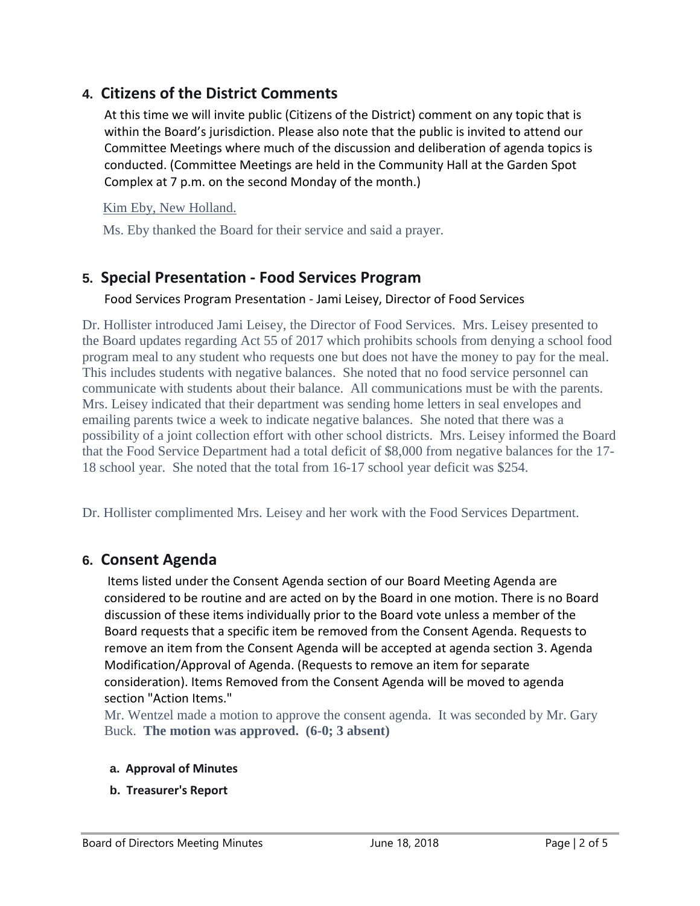## 4. Citizens of the District Comments

At this time we will invite public (Citizens of the District) comment on any topic that is within the Board's jurisdiction. Please also note that the public is invited to attend our Committee Meetings where much of the discussion and deliberation of agenda topics is conducted. (Committee Meetings are held in the Community Hall at the Garden Spot Complex at 7 p.m. on the second Monday of the month.)

Kim Eby, New Holland.

Ms. Eby thanked the Board for their service and said a prayer.

## 5. Special Presentation - Food Services Program

Food Services Program Presentation - Jami Leisey, Director of Food Services

Dr. Hollister introduced Jami Leisey, the Director of Food Services. Mrs. Leisey presented to the Board updates regarding Act 55 of 2017 which prohibits schools from denying a school food program meal to any student who requests one but does not have the money to pay for the meal. This includes students with negative balances. She noted that no food service personnel can communicate with students about their balance. All communications must be with the parents. Mrs. Leisey indicated that their department was sending home letters in seal envelopes and emailing parents twice a week to indicate negative balances. She noted that there was a possibility of a joint collection effort with other school districts. Mrs. Leisey informed the Board that the Food Service Department had a total deficit of $8,000 from negative balances for the 17-18 school year. She noted that the total from 16-17 school year deficit was $254.

Dr. Hollister complimented Mrs. Leisey and her work with the Food Services Department.

## 6. Consent Agenda

Items listed under the Consent Agenda section of our Board Meeting Agenda are considered to be routine and are acted on by the Board in one motion. There is no Board discussion of these items individually prior to the Board vote unless a member of the Board requests that a specific item be removed from the Consent Agenda. Requests to remove an item from the Consent Agenda will be accepted at agenda section 3. Agenda Modification/Approval of Agenda. (Requests to remove an item for separate consideration). Items Removed from the Consent Agenda will be moved to agenda section "Action Items."

Mr. Wentzel made a motion to approve the consent agenda. It was seconded by Mr. Gary Buck. **The motion was approved. (6-0; 3 absent)**

**a. Approval of Minutes**

**b. Treasurer's Report**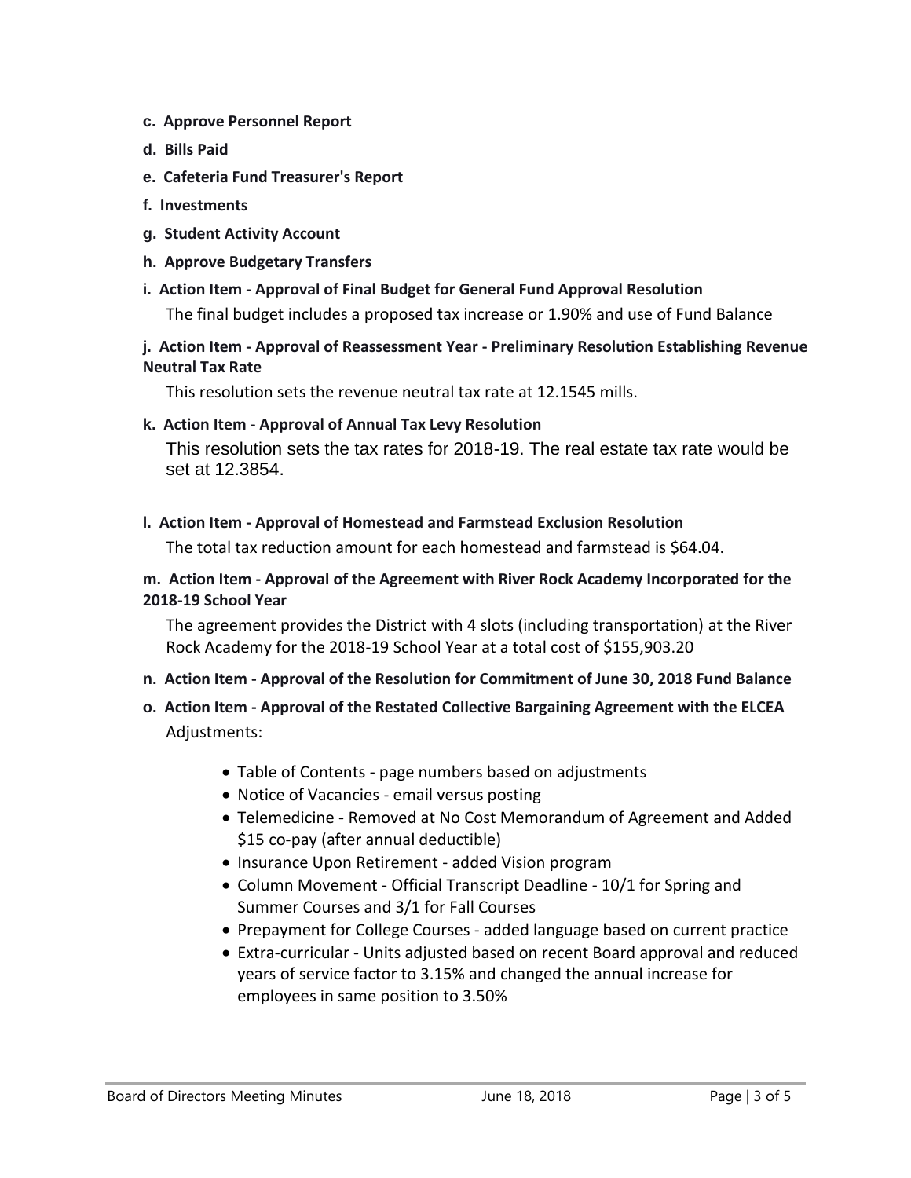**c. Approve Personnel Report**

**d. Bills Paid**

**e. Cafeteria Fund Treasurer's Report**

**f. Investments**

**g. Student Activity Account**

**h. Approve Budgetary Transfers**

**i. Action Item - Approval of Final Budget for General Fund Approval Resolution**

The final budget includes a proposed tax increase or 1.90% and use of Fund Balance

**j. Action Item - Approval of Reassessment Year - Preliminary Resolution Establishing Revenue Neutral Tax Rate**

This resolution sets the revenue neutral tax rate at 12.1545 mills.

**k. Action Item - Approval of Annual Tax Levy Resolution**

This resolution sets the tax rates for 2018-19. The real estate tax rate would be set at 12.3854.

**l. Action Item - Approval of Homestead and Farmstead Exclusion Resolution**

The total tax reduction amount for each homestead and farmstead is $64.04.

**m. Action Item - Approval of the Agreement with River Rock Academy Incorporated for the 2018-19 School Year**

The agreement provides the District with 4 slots (including transportation) at the River Rock Academy for the 2018-19 School Year at a total cost of $155,903.20

**n. Action Item - Approval of the Resolution for Commitment of June 30, 2018 Fund Balance**

**o. Action Item - Approval of the Restated Collective Bargaining Agreement with the ELCEA**

Adjustments:

- Table of Contents - page numbers based on adjustments
- Notice of Vacancies - email versus posting
- Telemedicine - Removed at No Cost Memorandum of Agreement and Added $15 co-pay (after annual deductible)
- Insurance Upon Retirement - added Vision program
- Column Movement - Official Transcript Deadline - 10/1 for Spring and Summer Courses and 3/1 for Fall Courses
- Prepayment for College Courses - added language based on current practice
- Extra-curricular - Units adjusted based on recent Board approval and reduced years of service factor to 3.15% and changed the annual increase for employees in same position to 3.50%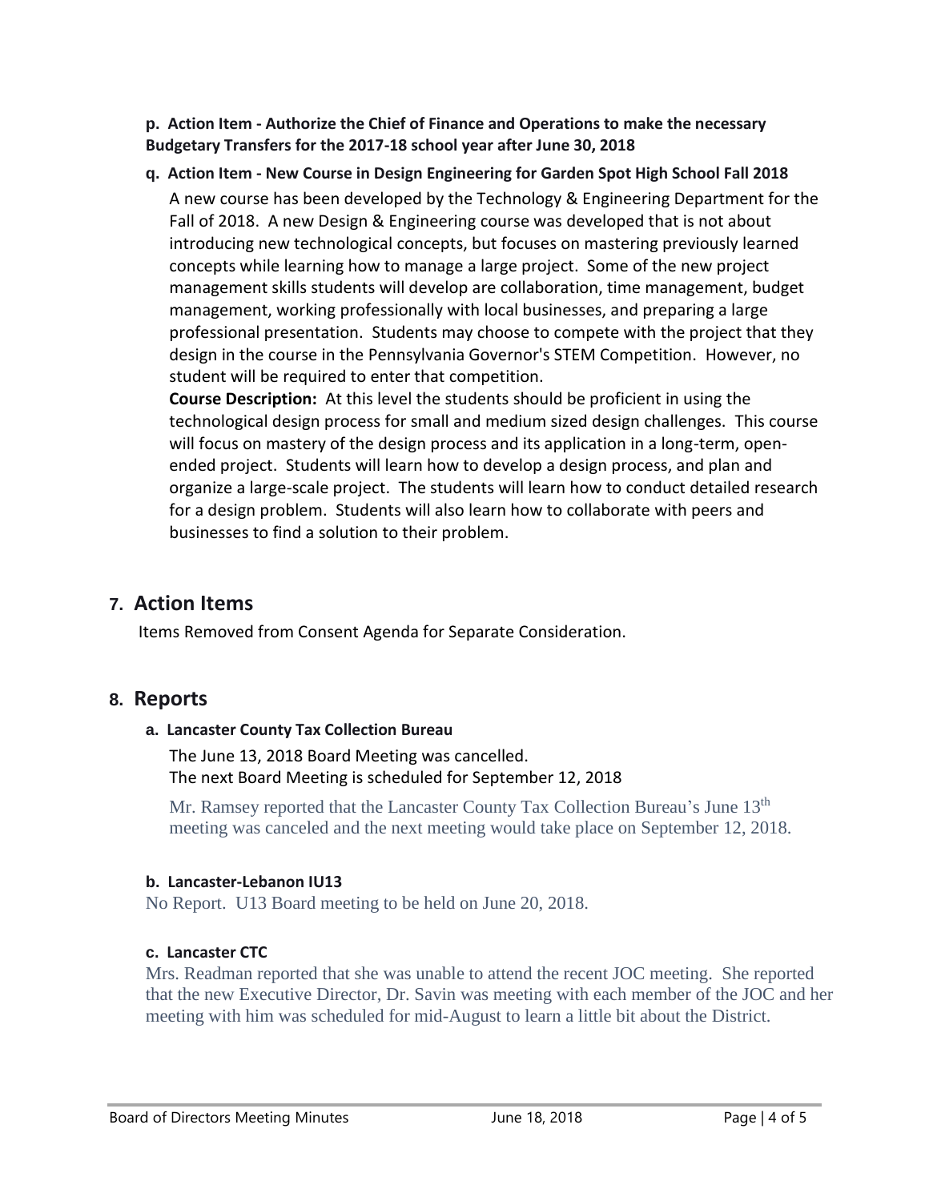**p. Action Item - Authorize the Chief of Finance and Operations to make the necessary Budgetary Transfers for the 2017-18 school year after June 30, 2018**

**q. Action Item - New Course in Design Engineering for Garden Spot High School Fall 2018**

A new course has been developed by the Technology & Engineering Department for the Fall of 2018. A new Design & Engineering course was developed that is not about introducing new technological concepts, but focuses on mastering previously learned concepts while learning how to manage a large project. Some of the new project management skills students will develop are collaboration, time management, budget management, working professionally with local businesses, and preparing a large professional presentation. Students may choose to compete with the project that they design in the course in the Pennsylvania Governor's STEM Competition. However, no student will be required to enter that competition.

**Course Description:** At this level the students should be proficient in using the technological design process for small and medium sized design challenges. This course will focus on mastery of the design process and its application in a long-term, open-ended project. Students will learn how to develop a design process, and plan and organize a large-scale project. The students will learn how to conduct detailed research for a design problem. Students will also learn how to collaborate with peers and businesses to find a solution to their problem.

## 7. Action Items

Items Removed from Consent Agenda for Separate Consideration.

## 8. Reports

**a. Lancaster County Tax Collection Bureau**

The June 13, 2018 Board Meeting was cancelled.
The next Board Meeting is scheduled for September 12, 2018

Mr. Ramsey reported that the Lancaster County Tax Collection Bureau's June 13th meeting was canceled and the next meeting would take place on September 12, 2018.

**b. Lancaster-Lebanon IU13**

No Report. U13 Board meeting to be held on June 20, 2018.

**c. Lancaster CTC**

Mrs. Readman reported that she was unable to attend the recent JOC meeting. She reported that the new Executive Director, Dr. Savin was meeting with each member of the JOC and her meeting with him was scheduled for mid-August to learn a little bit about the District.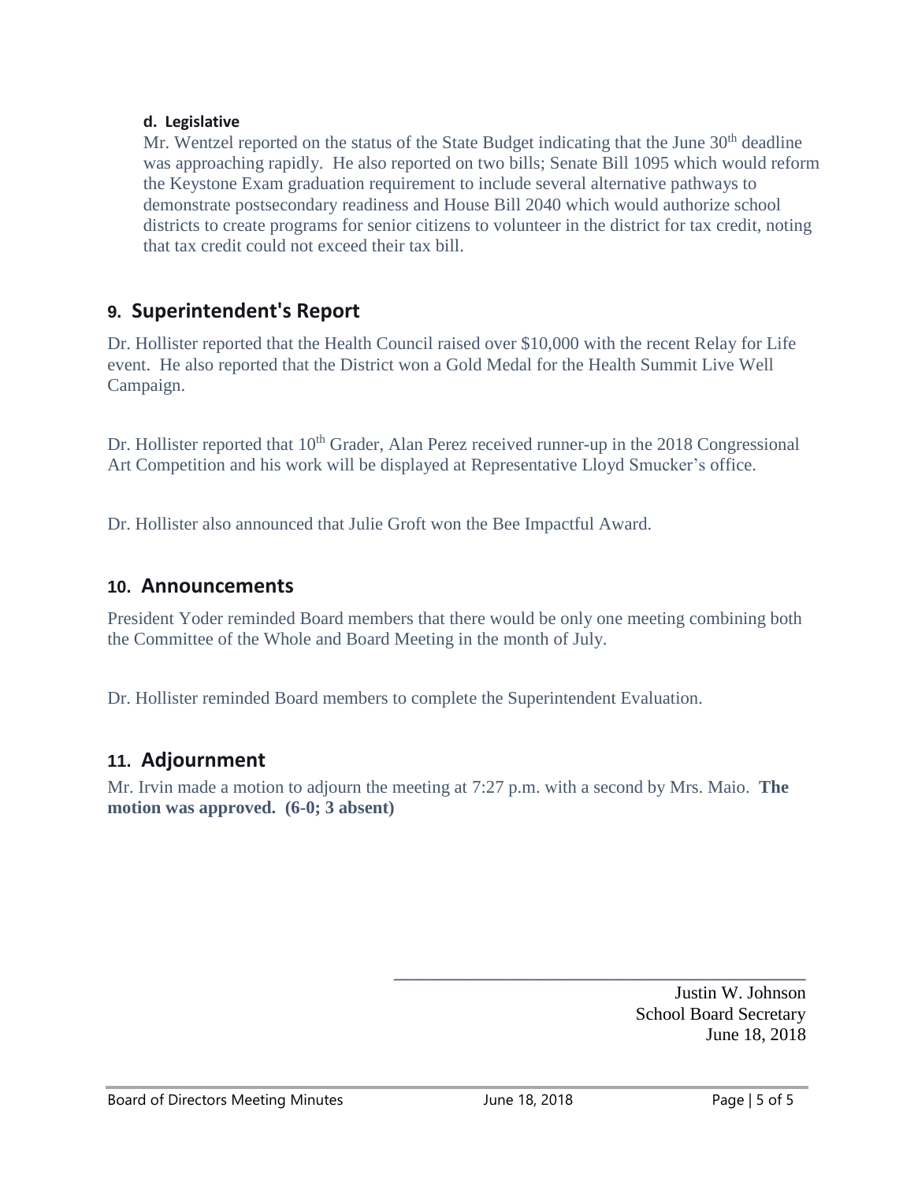#### d. Legislative

Mr. Wentzel reported on the status of the State Budget indicating that the June 30th deadline was approaching rapidly. He also reported on two bills; Senate Bill 1095 which would reform the Keystone Exam graduation requirement to include several alternative pathways to demonstrate postsecondary readiness and House Bill 2040 which would authorize school districts to create programs for senior citizens to volunteer in the district for tax credit, noting that tax credit could not exceed their tax bill.

## 9. Superintendent's Report

Dr. Hollister reported that the Health Council raised over $10,000 with the recent Relay for Life event. He also reported that the District won a Gold Medal for the Health Summit Live Well Campaign.

Dr. Hollister reported that 10th Grader, Alan Perez received runner-up in the 2018 Congressional Art Competition and his work will be displayed at Representative Lloyd Smucker's office.

Dr. Hollister also announced that Julie Groft won the Bee Impactful Award.

## 10. Announcements

President Yoder reminded Board members that there would be only one meeting combining both the Committee of the Whole and Board Meeting in the month of July.

Dr. Hollister reminded Board members to complete the Superintendent Evaluation.

## 11. Adjournment

Mr. Irvin made a motion to adjourn the meeting at 7:27 p.m. with a second by Mrs. Maio. **The motion was approved. (6-0; 3 absent)**

\_\_\_\_\_\_\_\_\_\_\_\_\_\_\_\_\_\_\_\_\_\_\_\_\_\_\_\_\_\_\_\_\_\_\_\_\_\_\_\_\_\_

Justin W. Johnson
School Board Secretary
June 18, 2018